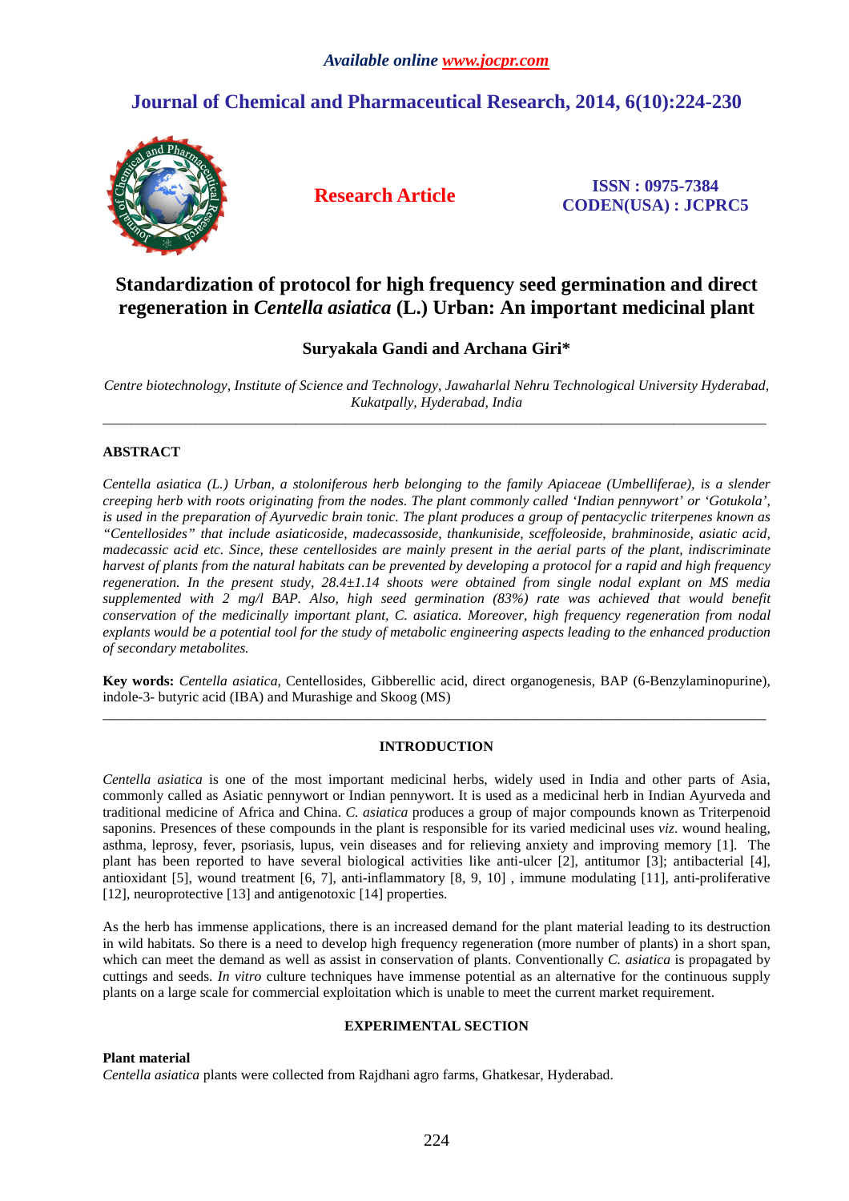# Standardization of protocol for high frequency seed germination and direct regeneration in *Centella asiatica* (L.) Urban: An important medicinal plant

**Suryakala Gandi and Archana Giri***

*Centre biotechnology, Institute of Science and Technology, Jawaharlal Nehru Technological University Hyderabad, Kukatpally, Hyderabad, India*

---

## ABSTRACT

*Centella asiatica (L.) Urban, a stoloniferous herb belonging to the family Apiaceae (Umbelliferae), is a slender creeping herb with roots originating from the nodes. The plant commonly called 'Indian pennywort' or 'Gotukola', is used in the preparation of Ayurvedic brain tonic. The plant produces a group of pentacyclic triterpenes known as "Centellosides" that include asiaticoside, madecassoside, thankuniside, sceffoleoside, brahminoside, asiatic acid, madecassic acid etc. Since, these centellosides are mainly present in the aerial parts of the plant, indiscriminate harvest of plants from the natural habitats can be prevented by developing a protocol for a rapid and high frequency regeneration. In the present study, 28.4±1.14 shoots were obtained from single nodal explant on MS media supplemented with 2 mg/l BAP. Also, high seed germination (83%) rate was achieved that would benefit conservation of the medicinally important plant, C. asiatica. Moreover, high frequency regeneration from nodal explants would be a potential tool for the study of metabolic engineering aspects leading to the enhanced production of secondary metabolites.*

**Key words:** *Centella asiatica*, Centellosides, Gibberellic acid, direct organogenesis, BAP (6-Benzylaminopurine), indole-3- butyric acid (IBA) and Murashige and Skoog (MS)

---

## INTRODUCTION

*Centella asiatica* is one of the most important medicinal herbs, widely used in India and other parts of Asia, commonly called as Asiatic pennywort or Indian pennywort. It is used as a medicinal herb in Indian Ayurveda and traditional medicine of Africa and China. *C. asiatica* produces a group of major compounds known as Triterpenoid saponins. Presences of these compounds in the plant is responsible for its varied medicinal uses *viz*. wound healing, asthma, leprosy, fever, psoriasis, lupus, vein diseases and for relieving anxiety and improving memory [1]. The plant has been reported to have several biological activities like anti-ulcer [2], antitumor [3]; antibacterial [4], antioxidant [5], wound treatment [6, 7], anti-inflammatory [8, 9, 10] , immune modulating [11], anti-proliferative [12], neuroprotective [13] and antigenotoxic [14] properties.

As the herb has immense applications, there is an increased demand for the plant material leading to its destruction in wild habitats. So there is a need to develop high frequency regeneration (more number of plants) in a short span, which can meet the demand as well as assist in conservation of plants. Conventionally *C. asiatica* is propagated by cuttings and seeds. *In vitro* culture techniques have immense potential as an alternative for the continuous supply plants on a large scale for commercial exploitation which is unable to meet the current market requirement.

## EXPERIMENTAL SECTION

### Plant material

*Centella asiatica* plants were collected from Rajdhani agro farms, Ghatkesar, Hyderabad.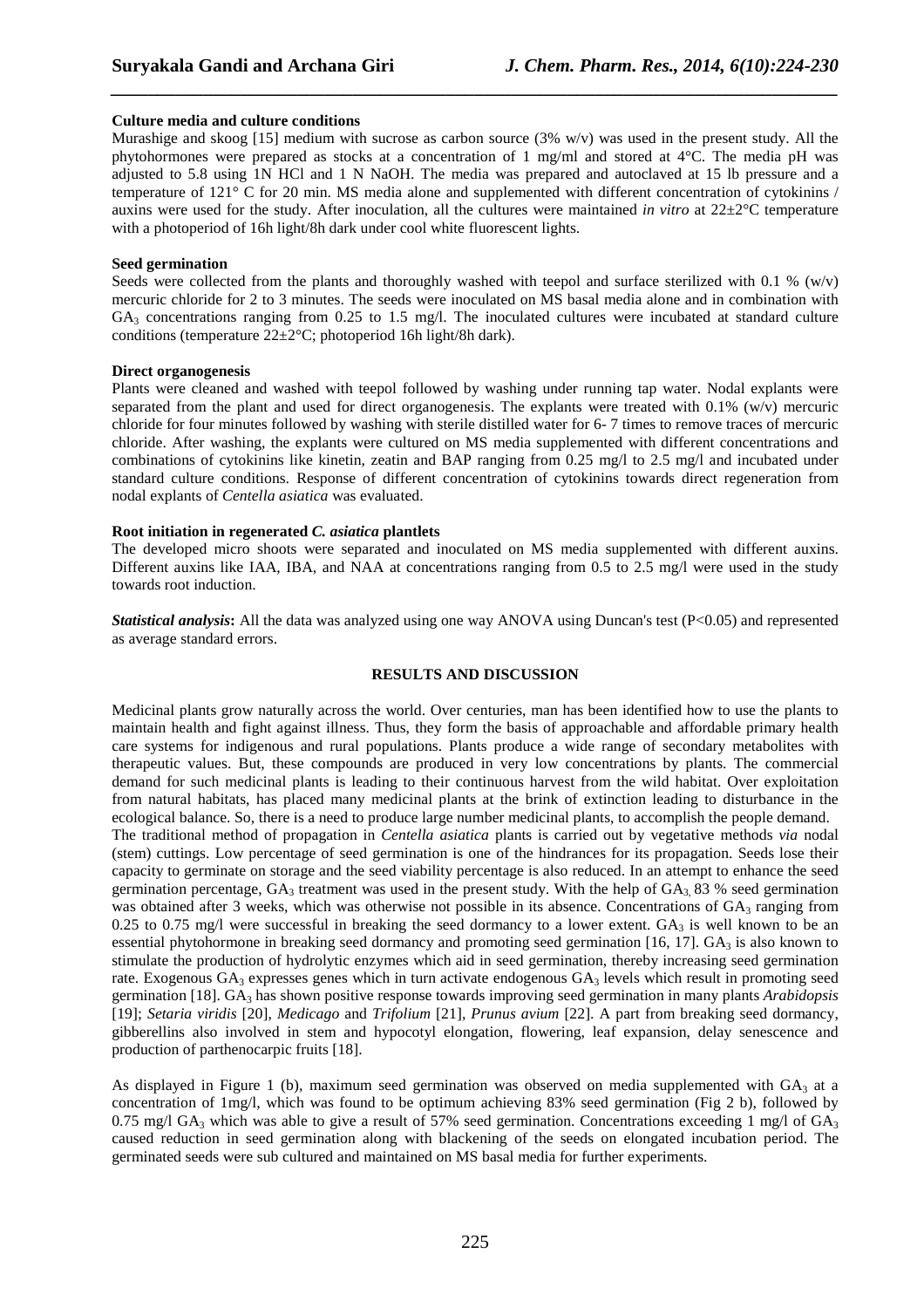**Culture media and culture conditions**

Murashige and skoog [15] medium with sucrose as carbon source (3% w/v) was used in the present study. All the phytohormones were prepared as stocks at a concentration of 1 mg/ml and stored at 4°C. The media pH was adjusted to 5.8 using 1N HCl and 1 N NaOH. The media was prepared and autoclaved at 15 lb pressure and a temperature of 121° C for 20 min. MS media alone and supplemented with different concentration of cytokinins / auxins were used for the study. After inoculation, all the cultures were maintained *in vitro* at 22±2°C temperature with a photoperiod of 16h light/8h dark under cool white fluorescent lights.

**Seed germination**

Seeds were collected from the plants and thoroughly washed with teepol and surface sterilized with 0.1 % (w/v) mercuric chloride for 2 to 3 minutes. The seeds were inoculated on MS basal media alone and in combination with $GA_3$ concentrations ranging from 0.25 to 1.5 mg/l. The inoculated cultures were incubated at standard culture conditions (temperature 22±2°C; photoperiod 16h light/8h dark).

**Direct organogenesis**

Plants were cleaned and washed with teepol followed by washing under running tap water. Nodal explants were separated from the plant and used for direct organogenesis. The explants were treated with 0.1% (w/v) mercuric chloride for four minutes followed by washing with sterile distilled water for 6- 7 times to remove traces of mercuric chloride. After washing, the explants were cultured on MS media supplemented with different concentrations and combinations of cytokinins like kinetin, zeatin and BAP ranging from 0.25 mg/l to 2.5 mg/l and incubated under standard culture conditions. Response of different concentration of cytokinins towards direct regeneration from nodal explants of *Centella asiatica* was evaluated.

**Root initiation in regenerated *C. asiatica* plantlets**

The developed micro shoots were separated and inoculated on MS media supplemented with different auxins. Different auxins like IAA, IBA, and NAA at concentrations ranging from 0.5 to 2.5 mg/l were used in the study towards root induction.

***Statistical analysis*:** All the data was analyzed using one way ANOVA using Duncan's test ($P<0.05$) and represented as average standard errors.

## RESULTS AND DISCUSSION

Medicinal plants grow naturally across the world. Over centuries, man has been identified how to use the plants to maintain health and fight against illness. Thus, they form the basis of approachable and affordable primary health care systems for indigenous and rural populations. Plants produce a wide range of secondary metabolites with therapeutic values. But, these compounds are produced in very low concentrations by plants. The commercial demand for such medicinal plants is leading to their continuous harvest from the wild habitat. Over exploitation from natural habitats, has placed many medicinal plants at the brink of extinction leading to disturbance in the ecological balance. So, there is a need to produce large number medicinal plants, to accomplish the people demand.

The traditional method of propagation in *Centella asiatica* plants is carried out by vegetative methods *via* nodal (stem) cuttings. Low percentage of seed germination is one of the hindrances for its propagation. Seeds lose their capacity to germinate on storage and the seed viability percentage is also reduced. In an attempt to enhance the seed germination percentage, $GA_3$ treatment was used in the present study. With the help of $GA_3$, 83 % seed germination was obtained after 3 weeks, which was otherwise not possible in its absence. Concentrations of $GA_3$ ranging from 0.25 to 0.75 mg/l were successful in breaking the seed dormancy to a lower extent. $GA_3$ is well known to be an essential phytohormone in breaking seed dormancy and promoting seed germination [16, 17]. $GA_3$ is also known to stimulate the production of hydrolytic enzymes which aid in seed germination, thereby increasing seed germination rate. Exogenous $GA_3$ expresses genes which in turn activate endogenous $GA_3$ levels which result in promoting seed germination [18]. $GA_3$ has shown positive response towards improving seed germination in many plants *Arabidopsis* [19]; *Setaria viridis* [20], *Medicago* and *Trifolium* [21], *Prunus avium* [22]. A part from breaking seed dormancy, gibberellins also involved in stem and hypocotyl elongation, flowering, leaf expansion, delay senescence and production of parthenocarpic fruits [18].

As displayed in Figure 1 (b), maximum seed germination was observed on media supplemented with $GA_3$ at a concentration of 1mg/l, which was found to be optimum achieving 83% seed germination (Fig 2 b), followed by 0.75 mg/l $GA_3$ which was able to give a result of 57% seed germination. Concentrations exceeding 1 mg/l of $GA_3$ caused reduction in seed germination along with blackening of the seeds on elongated incubation period. The germinated seeds were sub cultured and maintained on MS basal media for further experiments.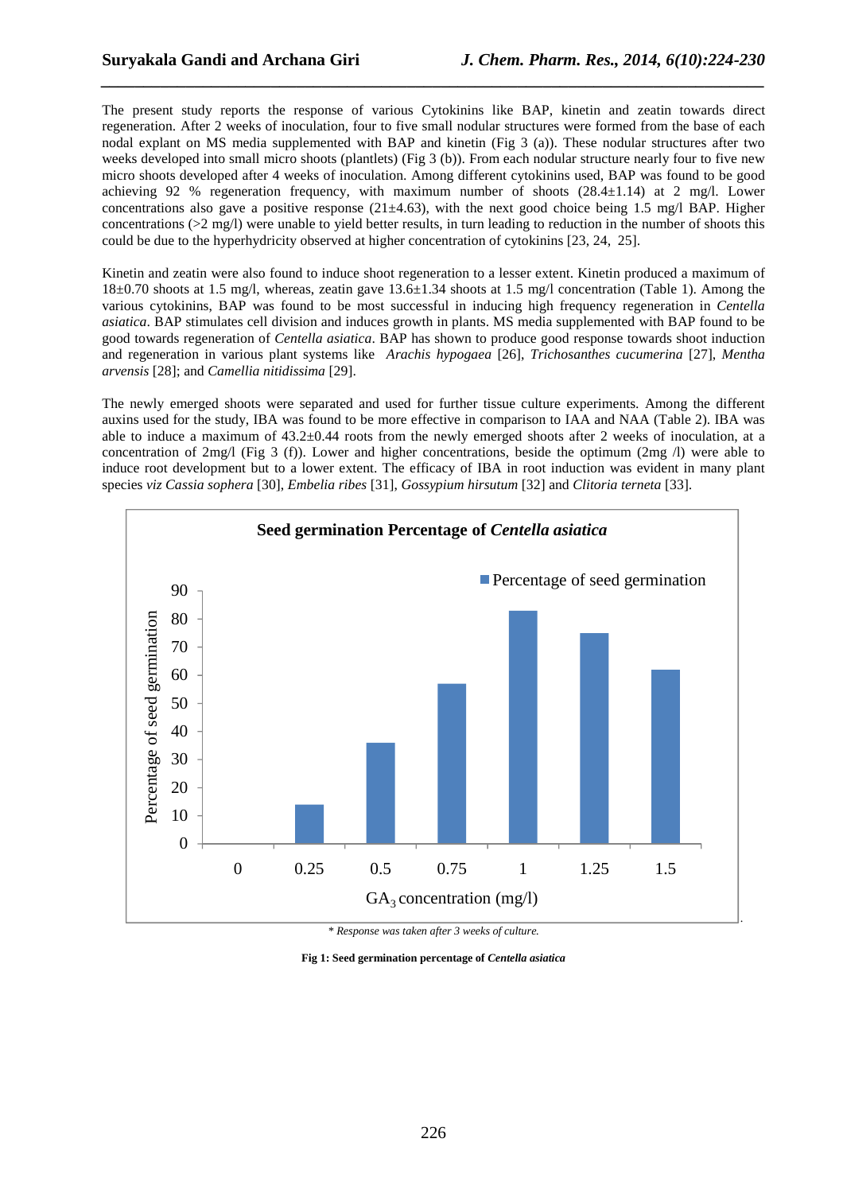The present study reports the response of various Cytokinins like BAP, kinetin and zeatin towards direct regeneration. After 2 weeks of inoculation, four to five small nodular structures were formed from the base of each nodal explant on MS media supplemented with BAP and kinetin (Fig 3 (a)). These nodular structures after two weeks developed into small micro shoots (plantlets) (Fig 3 (b)). From each nodular structure nearly four to five new micro shoots developed after 4 weeks of inoculation. Among different cytokinins used, BAP was found to be good achieving 92 % regeneration frequency, with maximum number of shoots (28.4±1.14) at 2 mg/l. Lower concentrations also gave a positive response (21±4.63), with the next good choice being 1.5 mg/l BAP. Higher concentrations (>2 mg/l) were unable to yield better results, in turn leading to reduction in the number of shoots this could be due to the hyperhydricity observed at higher concentration of cytokinins [23, 24, 25].

Kinetin and zeatin were also found to induce shoot regeneration to a lesser extent. Kinetin produced a maximum of 18±0.70 shoots at 1.5 mg/l, whereas, zeatin gave 13.6±1.34 shoots at 1.5 mg/l concentration (Table 1). Among the various cytokinins, BAP was found to be most successful in inducing high frequency regeneration in *Centella asiatica*. BAP stimulates cell division and induces growth in plants. MS media supplemented with BAP found to be good towards regeneration of *Centella asiatica*. BAP has shown to produce good response towards shoot induction and regeneration in various plant systems like *Arachis hypogaea* [26], *Trichosanthes cucumerina* [27], *Mentha arvensis* [28]; and *Camellia nitidissima* [29].

The newly emerged shoots were separated and used for further tissue culture experiments. Among the different auxins used for the study, IBA was found to be more effective in comparison to IAA and NAA (Table 2). IBA was able to induce a maximum of 43.2±0.44 roots from the newly emerged shoots after 2 weeks of inoculation, at a concentration of 2mg/l (Fig 3 (f)). Lower and higher concentrations, beside the optimum (2mg /l) were able to induce root development but to a lower extent. The efficacy of IBA in root induction was evident in many plant species *viz Cassia sophera* [30], *Embelia ribes* [31], *Gossypium hirsutum* [32] and *Clitoria terneta* [33].

**Seed germination Percentage of *Centella asiatica***

| $GA_3$ concentration (mg/l) | 0 | 0.25 | 0.5 | 0.75 | 1 | 1.25 | 1.5 |
|---|---|---|---|---|---|---|---|
| Percentage of seed germination | 0 | 14 | 36 | 57 | 83 | 75 | 62 |

*\* Response was taken after 3 weeks of culture.*

**Fig 1: Seed germination percentage of *Centella asiatica***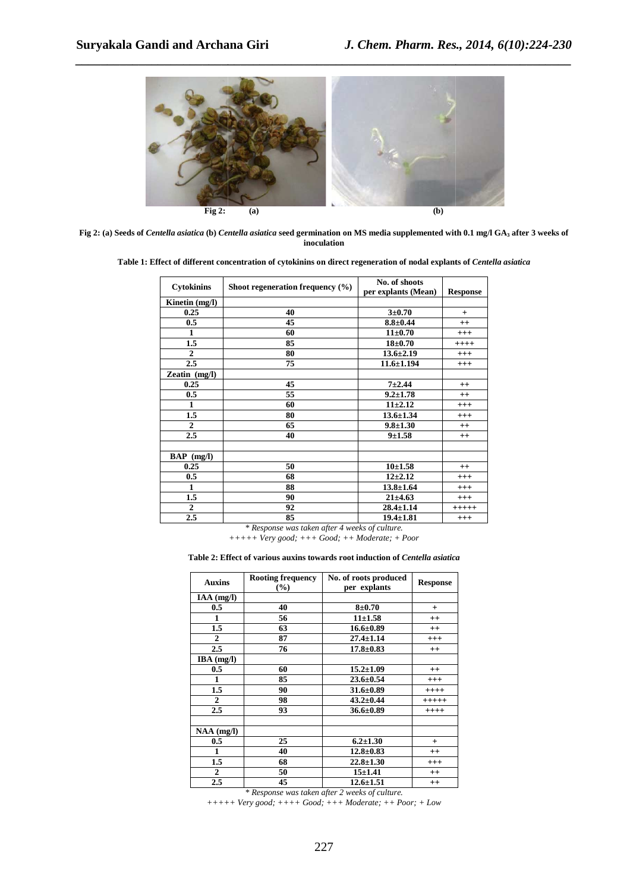Fig 2: (a) (b)

**Fig 2: (a) Seeds of *Centella asiatica* (b) *Centella asiatica* seed germination on MS media supplemented with 0.1 mg/l $GA_3$ after 3 weeks of inoculation**

**Table 1: Effect of different concentration of cytokinins on direct regeneration of nodal explants of *Centella asiatica***

| Cytokinins | Shoot regeneration frequency (%) | No. of shoots per explants (Mean) | Response |
|---|---|---|---|
| Kinetin (mg/l) | | | |
| 0.25 | 40 | 3±0.70 | + |
| 0.5 | 45 | 8.8±0.44 | ++ |
| 1 | 60 | 11±0.70 | +++ |
| 1.5 | 85 | 18±0.70 | ++++ |
| 2 | 80 | 13.6±2.19 | +++ |
| 2.5 | 75 | 11.6±1.194 | +++ |
| Zeatin (mg/l) | | | |
| 0.25 | 45 | 7±2.44 | ++ |
| 0.5 | 55 | 9.2±1.78 | ++ |
| 1 | 60 | 11±2.12 | +++ |
| 1.5 | 80 | 13.6±1.34 | +++ |
| 2 | 65 | 9.8±1.30 | ++ |
| 2.5 | 40 | 9±1.58 | ++ |
| | | | |
| BAP (mg/l) | | | |
| 0.25 | 50 | 10±1.58 | ++ |
| 0.5 | 68 | 12±2.12 | +++ |
| 1 | 88 | 13.8±1.64 | +++ |
| 1.5 | 90 | 21±4.63 | +++ |
| 2 | 92 | 28.4±1.14 | +++++ |
| 2.5 | 85 | 19.4±1.81 | +++ |

*\* Response was taken after 4 weeks of culture.*
*+++++ Very good; +++ Good; ++ Moderate; + Poor*

**Table 2: Effect of various auxins towards root induction of *Centella asiatica***

| Auxins | Rooting frequency (%) | No. of roots produced per explants | Response |
|---|---|---|---|
| IAA (mg/l) | | | |
| 0.5 | 40 | 8±0.70 | + |
| 1 | 56 | 11±1.58 | ++ |
| 1.5 | 63 | 16.6±0.89 | ++ |
| 2 | 87 | 27.4±1.14 | +++ |
| 2.5 | 76 | 17.8±0.83 | ++ |
| IBA (mg/l) | | | |
| 0.5 | 60 | 15.2±1.09 | ++ |
| 1 | 85 | 23.6±0.54 | +++ |
| 1.5 | 90 | 31.6±0.89 | ++++ |
| 2 | 98 | 43.2±0.44 | +++++ |
| 2.5 | 93 | 36.6±0.89 | ++++ |
| | | | |
| NAA (mg/l) | | | |
| 0.5 | 25 | 6.2±1.30 | + |
| 1 | 40 | 12.8±0.83 | ++ |
| 1.5 | 68 | 22.8±1.30 | +++ |
| 2 | 50 | 15±1.41 | ++ |
| 2.5 | 45 | 12.6±1.51 | ++ |

*\* Response was taken after 2 weeks of culture.*
*+++++ Very good; ++++ Good; +++ Moderate; ++ Poor; + Low*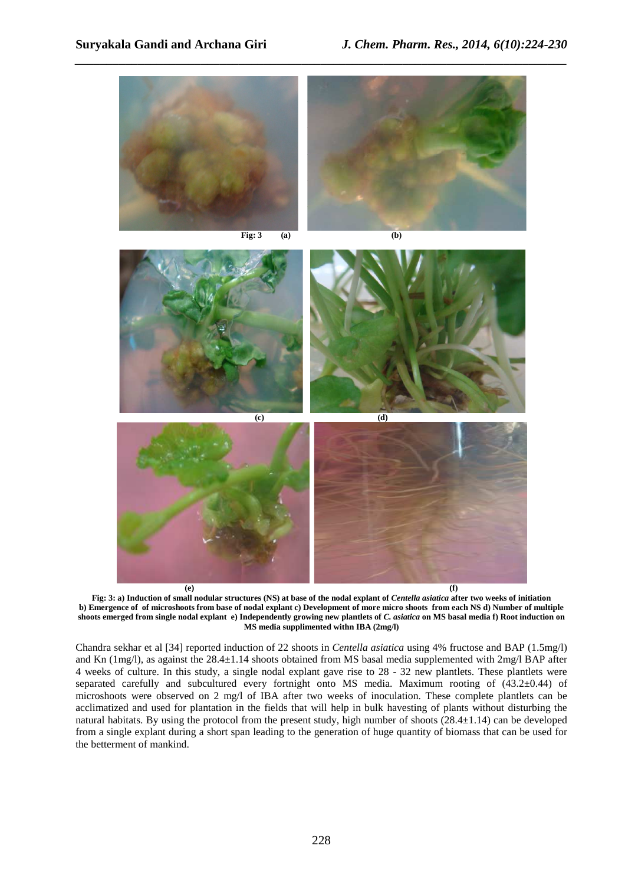**Fig: 3: a) Induction of small nodular structures (NS) at base of the nodal explant of *Centella asiatica* after two weeks of initiation b) Emergence of of microshoots from base of nodal explant c) Development of more micro shoots from each NS d) Number of multiple shoots emerged from single nodal explant e) Independently growing new plantlets of *C. asiatica* on MS basal media f) Root induction on MS media supplimented withn IBA (2mg/l)**

Chandra sekhar et al [34] reported induction of 22 shoots in *Centella asiatica* using 4% fructose and BAP (1.5mg/l) and Kn (1mg/l), as against the 28.4±1.14 shoots obtained from MS basal media supplemented with 2mg/l BAP after 4 weeks of culture. In this study, a single nodal explant gave rise to 28 - 32 new plantlets. These plantlets were separated carefully and subcultured every fortnight onto MS media. Maximum rooting of (43.2±0.44) of microshoots were observed on 2 mg/l of IBA after two weeks of inoculation. These complete plantlets can be acclimatized and used for plantation in the fields that will help in bulk havesting of plants without disturbing the natural habitats. By using the protocol from the present study, high number of shoots (28.4±1.14) can be developed from a single explant during a short span leading to the generation of huge quantity of biomass that can be used for the betterment of mankind.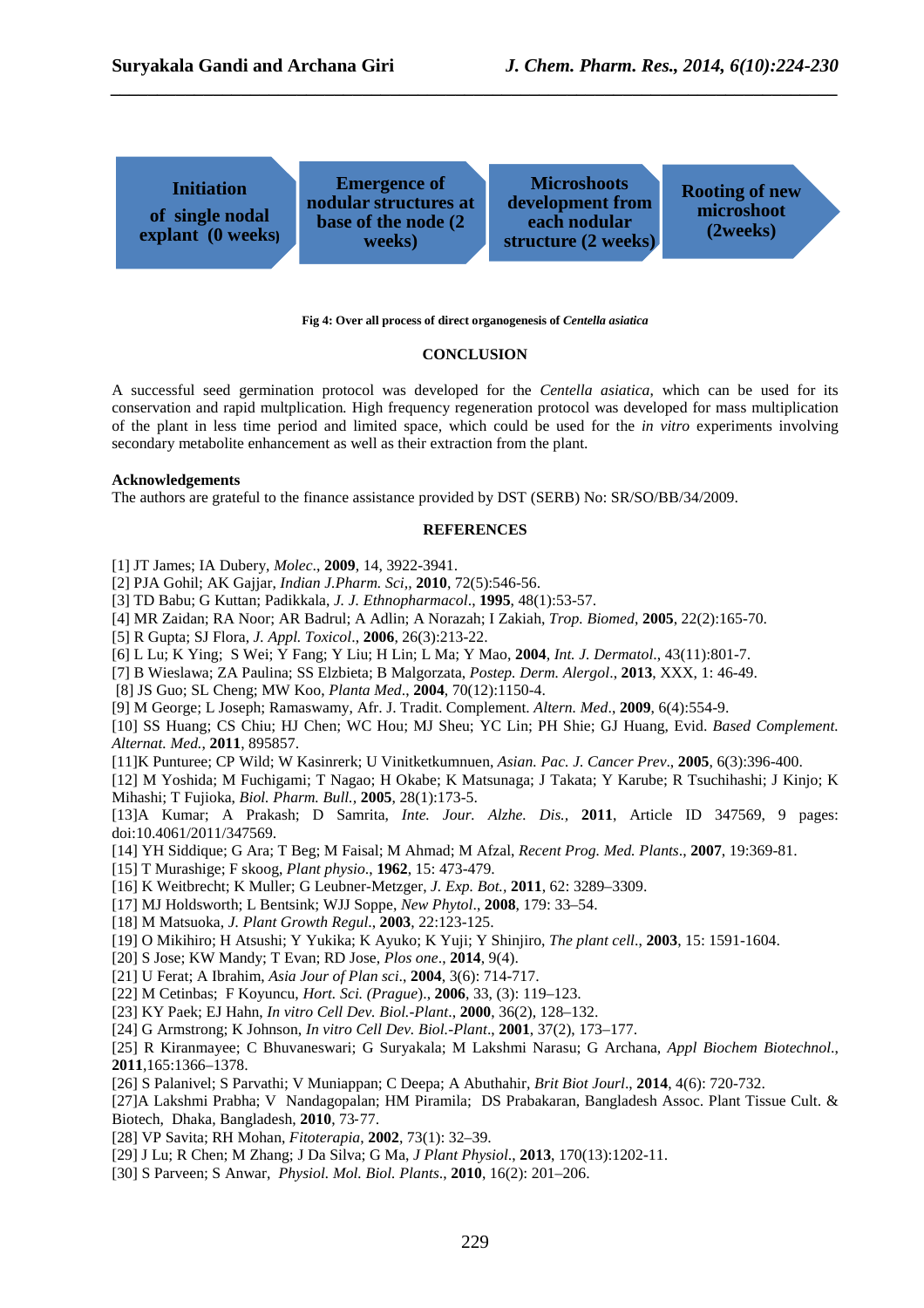Initiation of single nodal explant (0 weeks) → Emergence of nodular structures at base of the node (2 weeks) → Microshoots development from each nodular structure (2 weeks) → Rooting of new microshoot (2weeks)

**Fig 4: Over all process of direct organogenesis of *Centella asiatica***

## CONCLUSION

A successful seed germination protocol was developed for the *Centella asiatica*, which can be used for its conservation and rapid multplication. High frequency regeneration protocol was developed for mass multiplication of the plant in less time period and limited space, which could be used for the *in vitro* experiments involving secondary metabolite enhancement as well as their extraction from the plant.

### Acknowledgements

The authors are grateful to the finance assistance provided by DST (SERB) No: SR/SO/BB/34/2009.

## REFERENCES

[1] JT James; IA Dubery, *Molec*., **2009**, 14, 3922-3941.
[2] PJA Gohil; AK Gajjar, *Indian J.Pharm. Sci*,, **2010**, 72(5):546-56.
[3] TD Babu; G Kuttan; Padikkala, *J. J. Ethnopharmacol*., **1995**, 48(1):53-57.
[4] MR Zaidan; RA Noor; AR Badrul; A Adlin; A Norazah; I Zakiah, *Trop. Biomed*, **2005**, 22(2):165-70.
[5] R Gupta; SJ Flora, *J. Appl. Toxicol*., **2006**, 26(3):213-22.
[6] L Lu; K Ying; S Wei; Y Fang; Y Liu; H Lin; L Ma; Y Mao, **2004**, *Int. J. Dermatol*., 43(11):801-7.
[7] B Wieslawa; ZA Paulina; SS Elzbieta; B Malgorzata, *Postep. Derm. Alergol*., **2013**, XXX, 1: 46-49.
[8] JS Guo; SL Cheng; MW Koo, *Planta Med*., **2004**, 70(12):1150-4.
[9] M George; L Joseph; Ramaswamy, Afr. J. Tradit. Complement. *Altern. Med*., **2009**, 6(4):554-9.
[10] SS Huang; CS Chiu; HJ Chen; WC Hou; MJ Sheu; YC Lin; PH Shie; GJ Huang, Evid. *Based Complement. Alternat. Med.*, **2011**, 895857.
[11]K Punturee; CP Wild; W Kasinrerk; U Vinitketkumnuen, *Asian. Pac. J. Cancer Prev*., **2005**, 6(3):396-400.
[12] M Yoshida; M Fuchigami; T Nagao; H Okabe; K Matsunaga; J Takata; Y Karube; R Tsuchihashi; J Kinjo; K Mihashi; T Fujioka, *Biol. Pharm. Bull.*, **2005**, 28(1):173-5.
[13]A Kumar; A Prakash; D Samrita, *Inte. Jour. Alzhe. Dis.*, **2011**, Article ID 347569, 9 pages: doi:10.4061/2011/347569.
[14] YH Siddique; G Ara; T Beg; M Faisal; M Ahmad; M Afzal, *Recent Prog. Med. Plants*., **2007**, 19:369-81.
[15] T Murashige; F skoog, *Plant physio*., **1962**, 15: 473-479.
[16] K Weitbrecht; K Muller; G Leubner-Metzger, *J. Exp. Bot.*, **2011**, 62: 3289–3309.
[17] MJ Holdsworth; L Bentsink; WJJ Soppe, *New Phytol*., **2008**, 179: 33–54.
[18] M Matsuoka, *J. Plant Growth Regul*., **2003**, 22:123-125.
[19] O Mikihiro; H Atsushi; Y Yukika; K Ayuko; K Yuji; Y Shinjiro, *The plant cell*., **2003**, 15: 1591-1604.
[20] S Jose; KW Mandy; T Evan; RD Jose, *Plos one*., **2014**, 9(4).
[21] U Ferat; A Ibrahim, *Asia Jour of Plan sci*., **2004**, 3(6): 714-717.
[22] M Cetinbas; F Koyuncu, *Hort. Sci. (Prague*)., **2006**, 33, (3): 119–123.
[23] KY Paek; EJ Hahn, *In vitro Cell Dev. Biol.-Plant*., **2000**, 36(2), 128–132.
[24] G Armstrong; K Johnson, *In vitro Cell Dev. Biol.-Plant*., **2001**, 37(2), 173–177.
[25] R Kiranmayee; C Bhuvaneswari; G Suryakala; M Lakshmi Narasu; G Archana, *Appl Biochem Biotechnol*., **2011**,165:1366–1378.
[26] S Palanivel; S Parvathi; V Muniappan; C Deepa; A Abuthahir, *Brit Biot Jourl*., **2014**, 4(6): 720-732.
[27]A Lakshmi Prabha; V Nandagopalan; HM Piramila; DS Prabakaran, Bangladesh Assoc. Plant Tissue Cult. & Biotech, Dhaka, Bangladesh, **2010**, 73-77.
[28] VP Savita; RH Mohan, *Fitoterapia*, **2002**, 73(1): 32–39.
[29] J Lu; R Chen; M Zhang; J Da Silva; G Ma, *J Plant Physiol*., **2013**, 170(13):1202-11.
[30] S Parveen; S Anwar, *Physiol. Mol. Biol. Plants*., **2010**, 16(2): 201–206.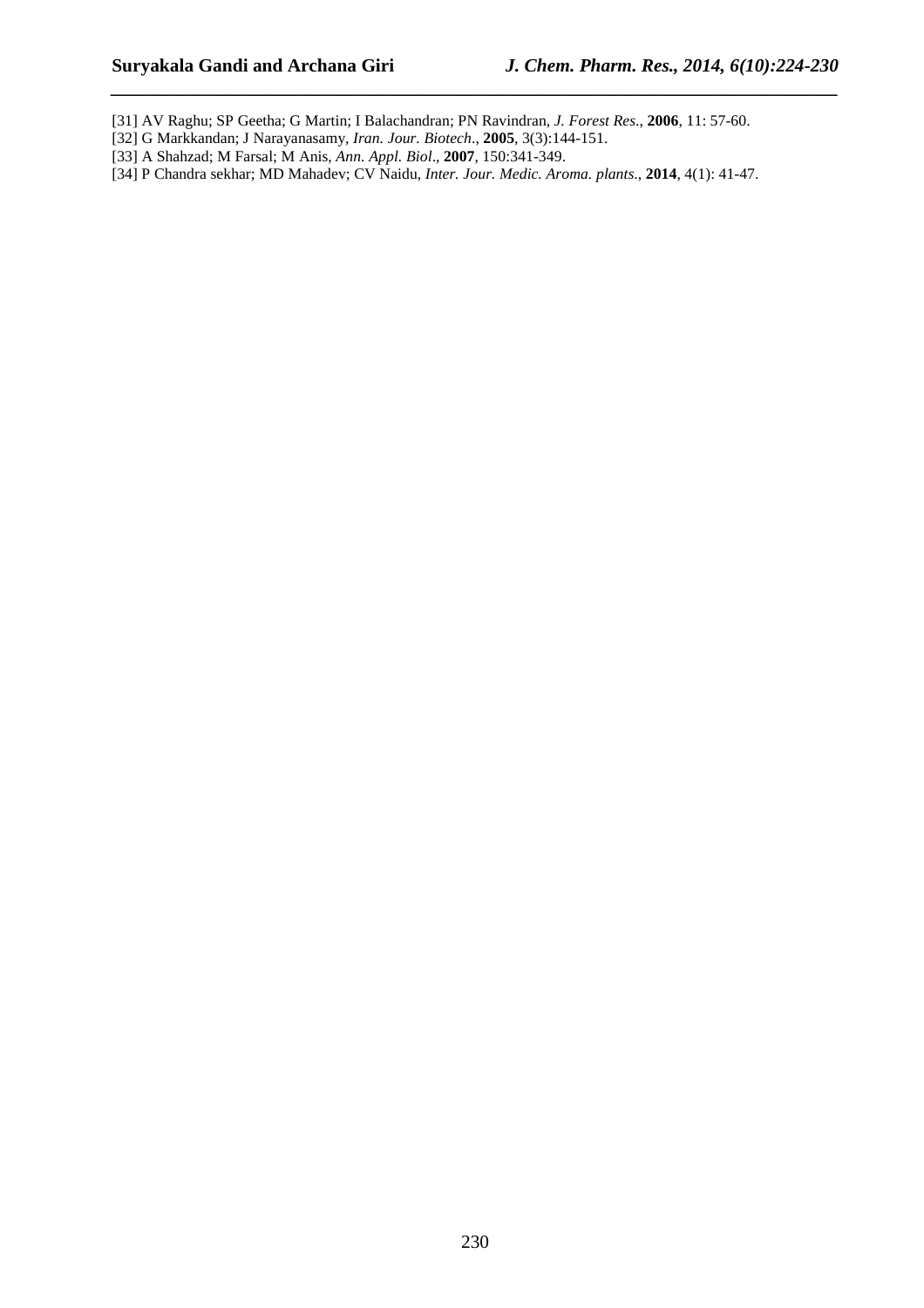[31] AV Raghu; SP Geetha; G Martin; I Balachandran; PN Ravindran, *J. Forest Res*., **2006**, 11: 57-60.

[32] G Markkandan; J Narayanasamy, *Iran. Jour. Biotech*., **2005**, 3(3):144-151.

[33] A Shahzad; M Farsal; M Anis, *Ann. Appl. Biol*., **2007**, 150:341-349.

[34] P Chandra sekhar; MD Mahadev; CV Naidu, *Inter. Jour. Medic. Aroma. plants*., **2014**, 4(1): 41-47.